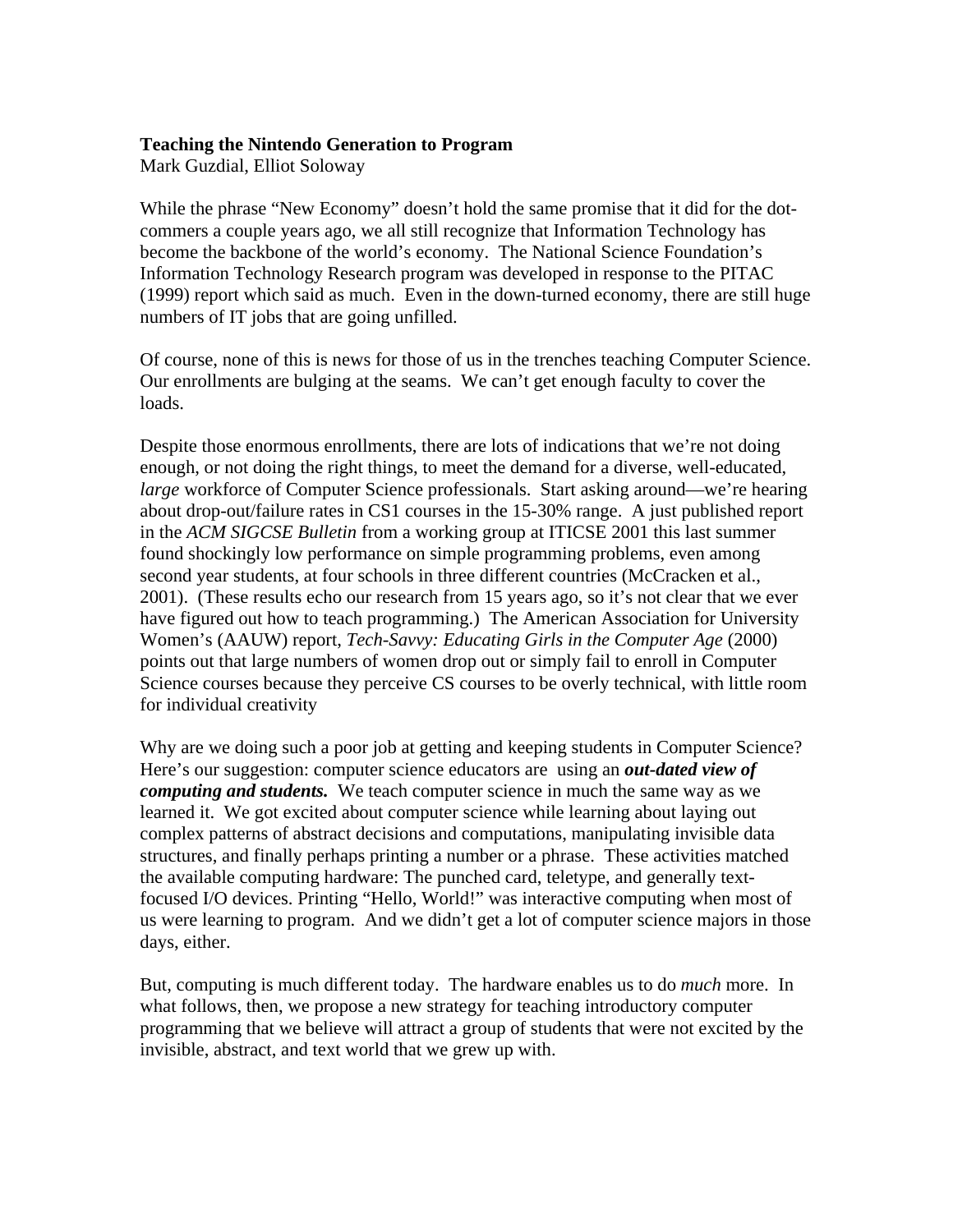**Teaching the Nintendo Generation to Program**

Mark Guzdial, Elliot Soloway

While the phrase "New Economy" doesn't hold the same promise that it did for the dot-commers a couple years ago, we all still recognize that Information Technology has become the backbone of the world's economy. The National Science Foundation's Information Technology Research program was developed in response to the PITAC (1999) report which said as much. Even in the down-turned economy, there are still huge numbers of IT jobs that are going unfilled.

Of course, none of this is news for those of us in the trenches teaching Computer Science. Our enrollments are bulging at the seams. We can't get enough faculty to cover the loads.

Despite those enormous enrollments, there are lots of indications that we're not doing enough, or not doing the right things, to meet the demand for a diverse, well-educated, *large* workforce of Computer Science professionals. Start asking around—we're hearing about drop-out/failure rates in CS1 courses in the 15-30% range. A just published report in the *ACM SIGCSE Bulletin* from a working group at ITICSE 2001 this last summer found shockingly low performance on simple programming problems, even among second year students, at four schools in three different countries (McCracken et al., 2001). (These results echo our research from 15 years ago, so it's not clear that we ever have figured out how to teach programming.) The American Association for University Women's (AAUW) report, *Tech-Savvy: Educating Girls in the Computer Age* (2000) points out that large numbers of women drop out or simply fail to enroll in Computer Science courses because they perceive CS courses to be overly technical, with little room for individual creativity

Why are we doing such a poor job at getting and keeping students in Computer Science? Here's our suggestion: computer science educators are using an ***out-dated view of computing and students.*** We teach computer science in much the same way as we learned it. We got excited about computer science while learning about laying out complex patterns of abstract decisions and computations, manipulating invisible data structures, and finally perhaps printing a number or a phrase. These activities matched the available computing hardware: The punched card, teletype, and generally text-focused I/O devices. Printing "Hello, World!" was interactive computing when most of us were learning to program. And we didn't get a lot of computer science majors in those days, either.

But, computing is much different today. The hardware enables us to do *much* more. In what follows, then, we propose a new strategy for teaching introductory computer programming that we believe will attract a group of students that were not excited by the invisible, abstract, and text world that we grew up with.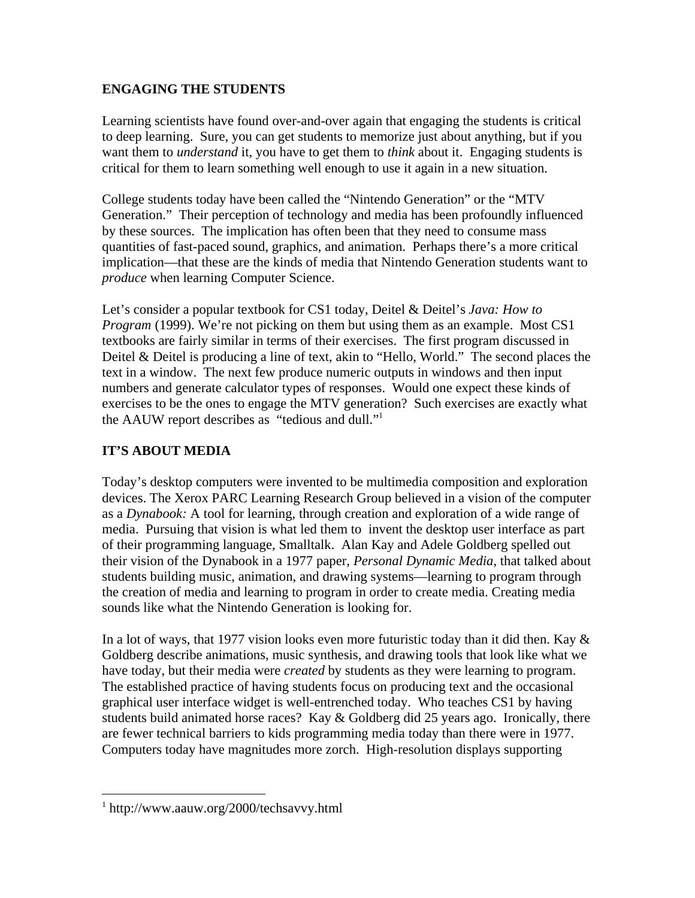## ENGAGING THE STUDENTS

Learning scientists have found over-and-over again that engaging the students is critical to deep learning. Sure, you can get students to memorize just about anything, but if you want them to *understand* it, you have to get them to *think* about it. Engaging students is critical for them to learn something well enough to use it again in a new situation.

College students today have been called the "Nintendo Generation" or the "MTV Generation." Their perception of technology and media has been profoundly influenced by these sources. The implication has often been that they need to consume mass quantities of fast-paced sound, graphics, and animation. Perhaps there's a more critical implication—that these are the kinds of media that Nintendo Generation students want to *produce* when learning Computer Science.

Let's consider a popular textbook for CS1 today, Deitel & Deitel's *Java: How to Program* (1999). We're not picking on them but using them as an example. Most CS1 textbooks are fairly similar in terms of their exercises. The first program discussed in Deitel & Deitel is producing a line of text, akin to "Hello, World." The second places the text in a window. The next few produce numeric outputs in windows and then input numbers and generate calculator types of responses. Would one expect these kinds of exercises to be the ones to engage the MTV generation? Such exercises are exactly what the AAUW report describes as "tedious and dull."[1]

## IT'S ABOUT MEDIA

Today's desktop computers were invented to be multimedia composition and exploration devices. The Xerox PARC Learning Research Group believed in a vision of the computer as a *Dynabook:* A tool for learning, through creation and exploration of a wide range of media. Pursuing that vision is what led them to invent the desktop user interface as part of their programming language, Smalltalk. Alan Kay and Adele Goldberg spelled out their vision of the Dynabook in a 1977 paper, *Personal Dynamic Media,* that talked about students building music, animation, and drawing systems—learning to program through the creation of media and learning to program in order to create media. Creating media sounds like what the Nintendo Generation is looking for.

In a lot of ways, that 1977 vision looks even more futuristic today than it did then. Kay & Goldberg describe animations, music synthesis, and drawing tools that look like what we have today, but their media were *created* by students as they were learning to program. The established practice of having students focus on producing text and the occasional graphical user interface widget is well-entrenched today. Who teaches CS1 by having students build animated horse races? Kay & Goldberg did 25 years ago. Ironically, there are fewer technical barriers to kids programming media today than there were in 1977. Computers today have magnitudes more zorch. High-resolution displays supporting

[1] http://www.aauw.org/2000/techsavvy.html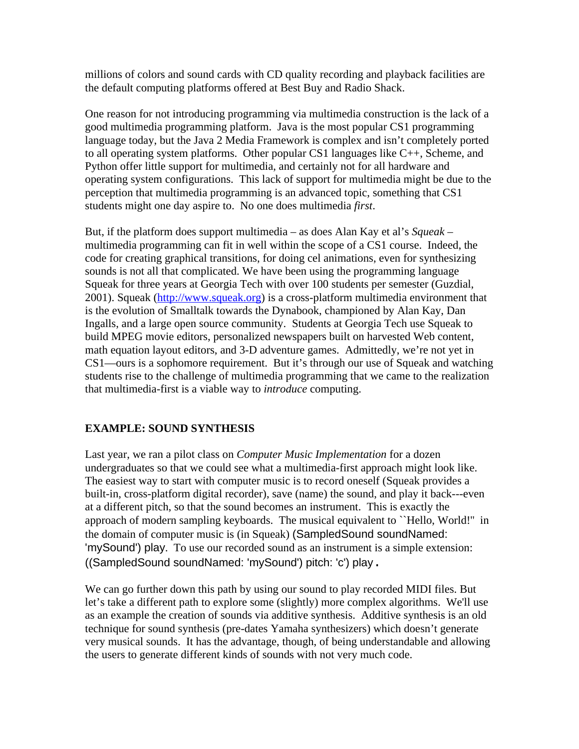millions of colors and sound cards with CD quality recording and playback facilities are the default computing platforms offered at Best Buy and Radio Shack.

One reason for not introducing programming via multimedia construction is the lack of a good multimedia programming platform. Java is the most popular CS1 programming language today, but the Java 2 Media Framework is complex and isn't completely ported to all operating system platforms. Other popular CS1 languages like C++, Scheme, and Python offer little support for multimedia, and certainly not for all hardware and operating system configurations. This lack of support for multimedia might be due to the perception that multimedia programming is an advanced topic, something that CS1 students might one day aspire to. No one does multimedia *first*.

But, if the platform does support multimedia – as does Alan Kay et al's *Squeak* – multimedia programming can fit in well within the scope of a CS1 course. Indeed, the code for creating graphical transitions, for doing cel animations, even for synthesizing sounds is not all that complicated. We have been using the programming language Squeak for three years at Georgia Tech with over 100 students per semester (Guzdial, 2001). Squeak ([http://www.squeak.org](http://www.squeak.org)) is a cross-platform multimedia environment that is the evolution of Smalltalk towards the Dynabook, championed by Alan Kay, Dan Ingalls, and a large open source community. Students at Georgia Tech use Squeak to build MPEG movie editors, personalized newspapers built on harvested Web content, math equation layout editors, and 3-D adventure games. Admittedly, we're not yet in CS1—ours is a sophomore requirement. But it's through our use of Squeak and watching students rise to the challenge of multimedia programming that we came to the realization that multimedia-first is a viable way to *introduce* computing.

## EXAMPLE: SOUND SYNTHESIS

Last year, we ran a pilot class on *Computer Music Implementation* for a dozen undergraduates so that we could see what a multimedia-first approach might look like. The easiest way to start with computer music is to record oneself (Squeak provides a built-in, cross-platform digital recorder), save (name) the sound, and play it back---even at a different pitch, so that the sound becomes an instrument. This is exactly the approach of modern sampling keyboards. The musical equivalent to ``Hello, World!'' in the domain of computer music is (in Squeak) `(SampledSound soundNamed: 'mySound') play`. To use our recorded sound as an instrument is a simple extension: `((SampledSound soundNamed: 'mySound') pitch: 'c') play`.

We can go further down this path by using our sound to play recorded MIDI files. But let's take a different path to explore some (slightly) more complex algorithms. We'll use as an example the creation of sounds via additive synthesis. Additive synthesis is an old technique for sound synthesis (pre-dates Yamaha synthesizers) which doesn't generate very musical sounds. It has the advantage, though, of being understandable and allowing the users to generate different kinds of sounds with not very much code.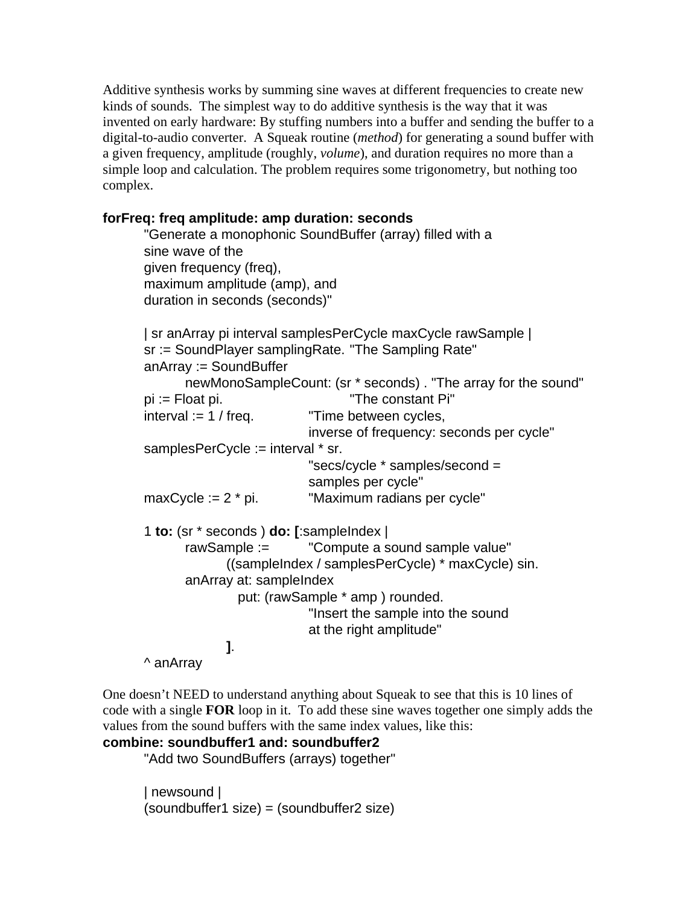Additive synthesis works by summing sine waves at different frequencies to create new kinds of sounds. The simplest way to do additive synthesis is the way that it was invented on early hardware: By stuffing numbers into a buffer and sending the buffer to a digital-to-audio converter. A Squeak routine (*method*) for generating a sound buffer with a given frequency, amplitude (roughly, *volume*), and duration requires no more than a simple loop and calculation. The problem requires some trigonometry, but nothing too complex.

```
forFreq: freq amplitude: amp duration: seconds
	"Generate a monophonic SoundBuffer (array) filled with a
	sine wave of the
	given frequency (freq),
	maximum amplitude (amp), and
	duration in seconds (seconds)"

	| sr anArray pi interval samplesPerCycle maxCycle rawSample |
	sr := SoundPlayer samplingRate. "The Sampling Rate"
	anArray := SoundBuffer
		newMonoSampleCount: (sr * seconds) . "The array for the sound"
	pi := Float pi.				"The constant Pi"
	interval := 1 / freq.		"Time between cycles,
					inverse of frequency: seconds per cycle"
	samplesPerCycle := interval * sr.
					"secs/cycle * samples/second =
					samples per cycle"
	maxCycle := 2 * pi.		"Maximum radians per cycle"

	1 to: (sr * seconds ) do: [:sampleIndex |
		rawSample :=		"Compute a sound sample value"
			((sampleIndex / samplesPerCycle) * maxCycle) sin.
		anArray at: sampleIndex
			put: (rawSample * amp ) rounded.
					"Insert the sample into the sound
					at the right amplitude"
			].
	^ anArray
```

One doesn't NEED to understand anything about Squeak to see that this is 10 lines of code with a single **FOR** loop in it. To add these sine waves together one simply adds the values from the sound buffers with the same index values, like this:

```
combine: soundbuffer1 and: soundbuffer2
	"Add two SoundBuffers (arrays) together"

	| newsound |
	(soundbuffer1 size) = (soundbuffer2 size)
```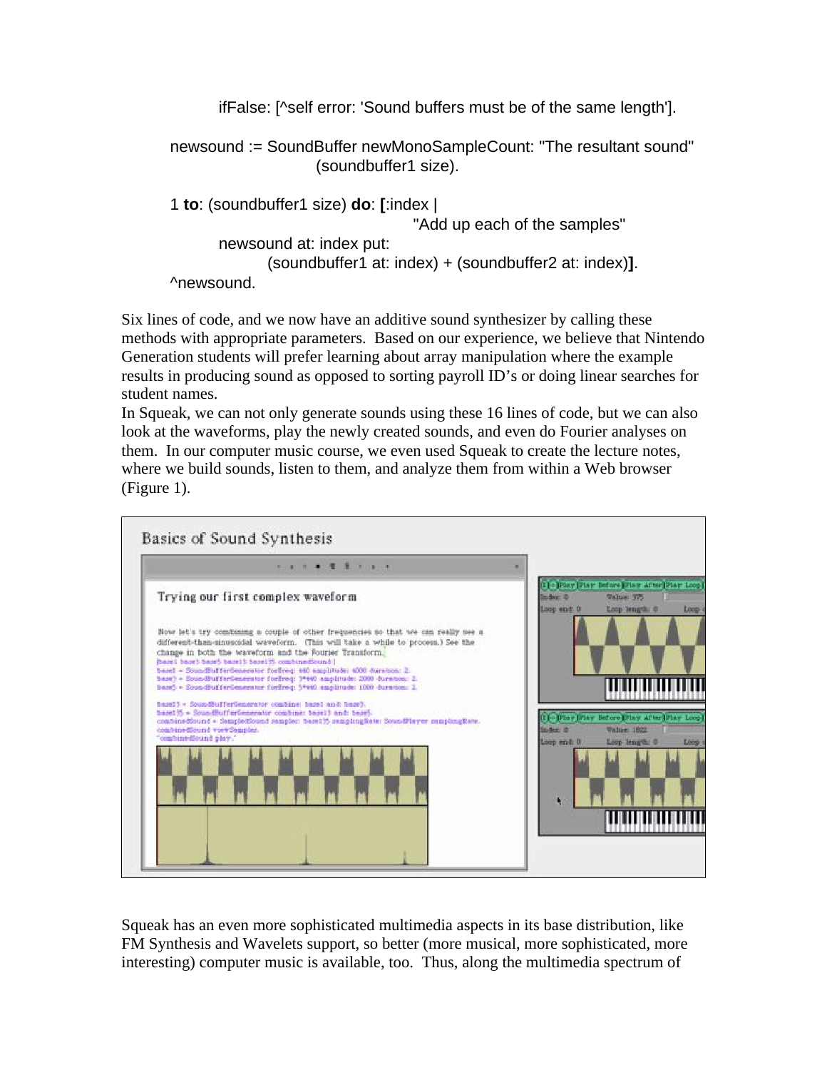```
		ifFalse: [^self error: 'Sound buffers must be of the same length'].

	newsound := SoundBuffer newMonoSampleCount: "The resultant sound"
				(soundbuffer1 size).

	1 to: (soundbuffer1 size) do: [:index |
					"Add up each of the samples"
		newsound at: index put:
			(soundbuffer1 at: index) + (soundbuffer2 at: index)].
	^newsound.
```

Six lines of code, and we now have an additive sound synthesizer by calling these methods with appropriate parameters. Based on our experience, we believe that Nintendo Generation students will prefer learning about array manipulation where the example results in producing sound as opposed to sorting payroll ID's or doing linear searches for student names.

In Squeak, we can not only generate sounds using these 16 lines of code, but we can also look at the waveforms, play the newly created sounds, and even do Fourier analyses on them. In our computer music course, we even used Squeak to create the lecture notes, where we build sounds, listen to them, and analyze them from within a Web browser (Figure 1).

Squeak has an even more sophisticated multimedia aspects in its base distribution, like FM Synthesis and Wavelets support, so better (more musical, more sophisticated, more interesting) computer music is available, too. Thus, along the multimedia spectrum of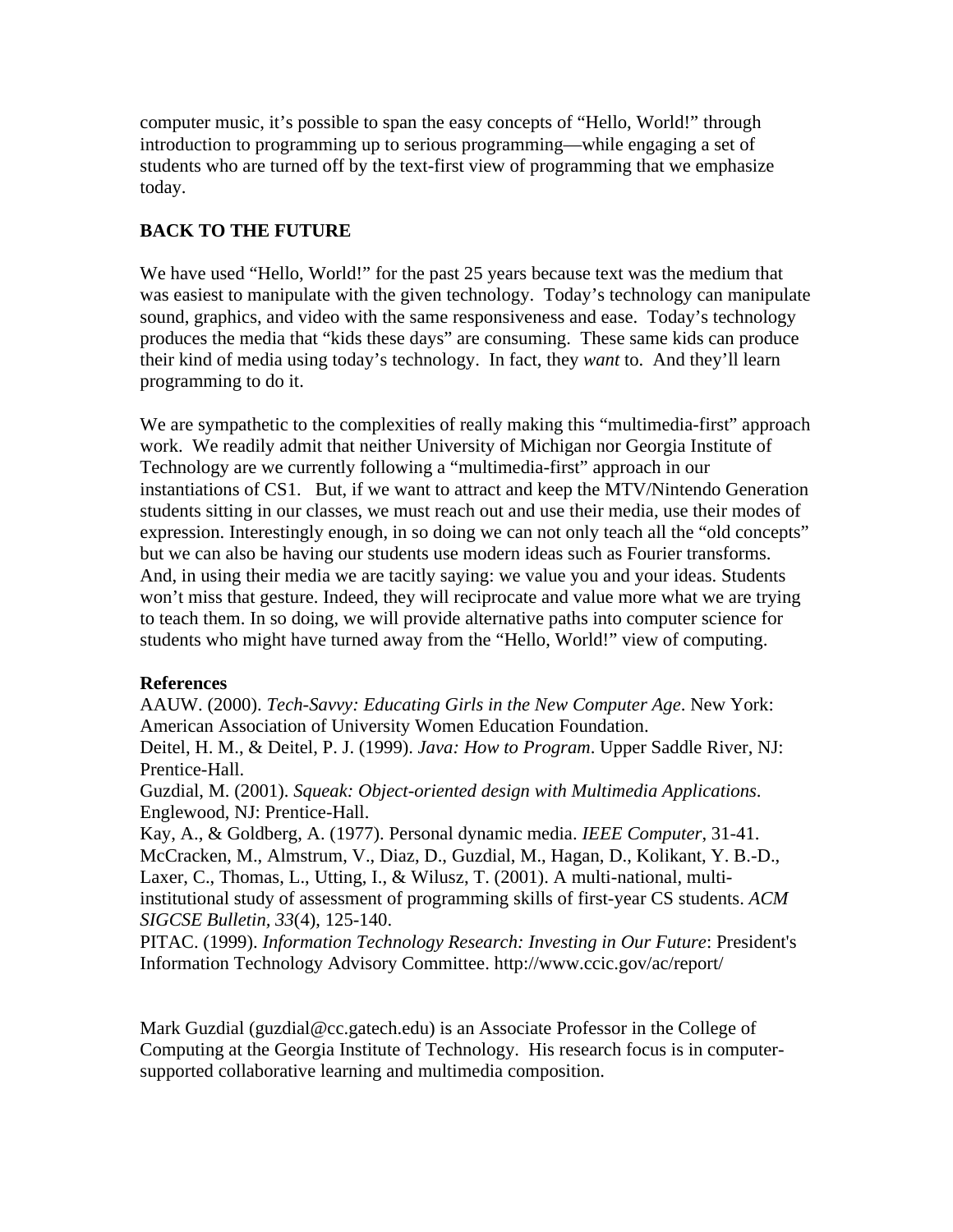computer music, it's possible to span the easy concepts of "Hello, World!" through introduction to programming up to serious programming—while engaging a set of students who are turned off by the text-first view of programming that we emphasize today.

## BACK TO THE FUTURE

We have used "Hello, World!" for the past 25 years because text was the medium that was easiest to manipulate with the given technology. Today's technology can manipulate sound, graphics, and video with the same responsiveness and ease. Today's technology produces the media that "kids these days" are consuming. These same kids can produce their kind of media using today's technology. In fact, they *want* to. And they'll learn programming to do it.

We are sympathetic to the complexities of really making this "multimedia-first" approach work. We readily admit that neither University of Michigan nor Georgia Institute of Technology are we currently following a "multimedia-first" approach in our instantiations of CS1. But, if we want to attract and keep the MTV/Nintendo Generation students sitting in our classes, we must reach out and use their media, use their modes of expression. Interestingly enough, in so doing we can not only teach all the "old concepts" but we can also be having our students use modern ideas such as Fourier transforms. And, in using their media we are tacitly saying: we value you and your ideas. Students won't miss that gesture. Indeed, they will reciprocate and value more what we are trying to teach them. In so doing, we will provide alternative paths into computer science for students who might have turned away from the "Hello, World!" view of computing.

**References**

AAUW. (2000). *Tech-Savvy: Educating Girls in the New Computer Age*. New York: American Association of University Women Education Foundation.

Deitel, H. M., & Deitel, P. J. (1999). *Java: How to Program*. Upper Saddle River, NJ: Prentice-Hall.

Guzdial, M. (2001). *Squeak: Object-oriented design with Multimedia Applications*. Englewood, NJ: Prentice-Hall.

Kay, A., & Goldberg, A. (1977). Personal dynamic media. *IEEE Computer*, 31-41.

McCracken, M., Almstrum, V., Diaz, D., Guzdial, M., Hagan, D., Kolikant, Y. B.-D., Laxer, C., Thomas, L., Utting, I., & Wilusz, T. (2001). A multi-national, multi-institutional study of assessment of programming skills of first-year CS students. *ACM SIGCSE Bulletin, 33*(4), 125-140.

PITAC. (1999). *Information Technology Research: Investing in Our Future*: President's Information Technology Advisory Committee. http://www.ccic.gov/ac/report/

Mark Guzdial (guzdial@cc.gatech.edu) is an Associate Professor in the College of Computing at the Georgia Institute of Technology. His research focus is in computer-supported collaborative learning and multimedia composition.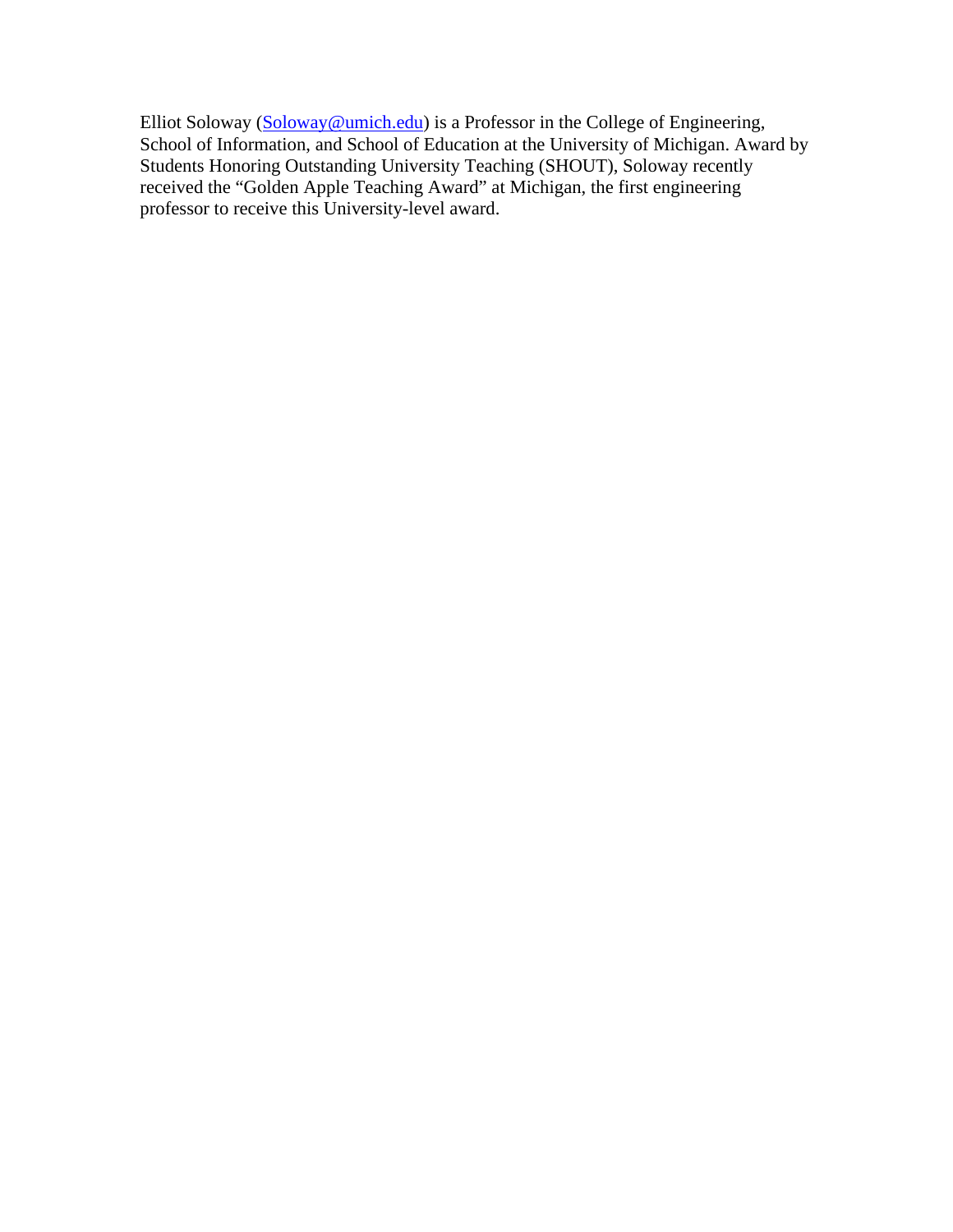Elliot Soloway (Soloway@umich.edu) is a Professor in the College of Engineering, School of Information, and School of Education at the University of Michigan. Award by Students Honoring Outstanding University Teaching (SHOUT), Soloway recently received the "Golden Apple Teaching Award" at Michigan, the first engineering professor to receive this University-level award.